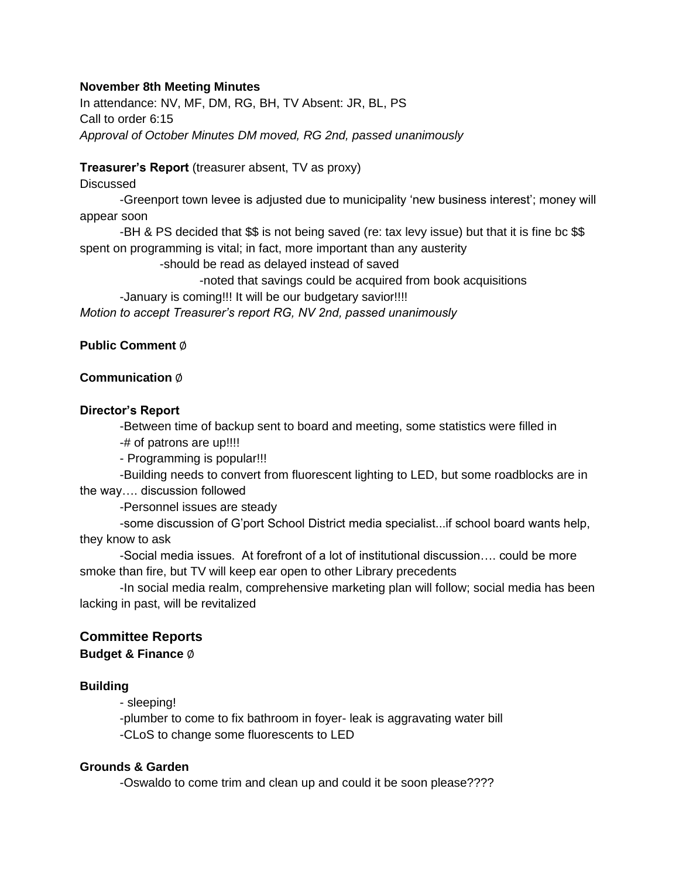**November 8th Meeting Minutes**

In attendance: NV, MF, DM, RG, BH, TV Absent: JR, BL, PS

Call to order 6:15

*Approval of October Minutes DM moved, RG 2nd, passed unanimously*

**Treasurer's Report** (treasurer absent, TV as proxy)

Discussed

- Greenport town levee is adjusted due to municipality 'new business interest'; money will appear soon
- BH & PS decided that $$ is not being saved (re: tax levy issue) but that it is fine bc $$ spent on programming is vital; in fact, more important than any austerity
    - should be read as delayed instead of saved
        - noted that savings could be acquired from book acquisitions
- January is coming!!! It will be our budgetary savior!!!!

*Motion to accept Treasurer's report RG, NV 2nd, passed unanimously*

**Public Comment** ∅

**Communication** ∅

**Director's Report**

- Between time of backup sent to board and meeting, some statistics were filled in
- # of patrons are up!!!!
- Programming is popular!!!
- Building needs to convert from fluorescent lighting to LED, but some roadblocks are in the way…. discussion followed
- Personnel issues are steady
- some discussion of G'port School District media specialist...if school board wants help, they know to ask
- Social media issues. At forefront of a lot of institutional discussion…. could be more smoke than fire, but TV will keep ear open to other Library precedents
- In social media realm, comprehensive marketing plan will follow; social media has been lacking in past, will be revitalized

## Committee Reports

**Budget & Finance** ∅

**Building**

- sleeping!
- plumber to come to fix bathroom in foyer- leak is aggravating water bill
- CLoS to change some fluorescents to LED

**Grounds & Garden**

- Oswaldo to come trim and clean up and could it be soon please????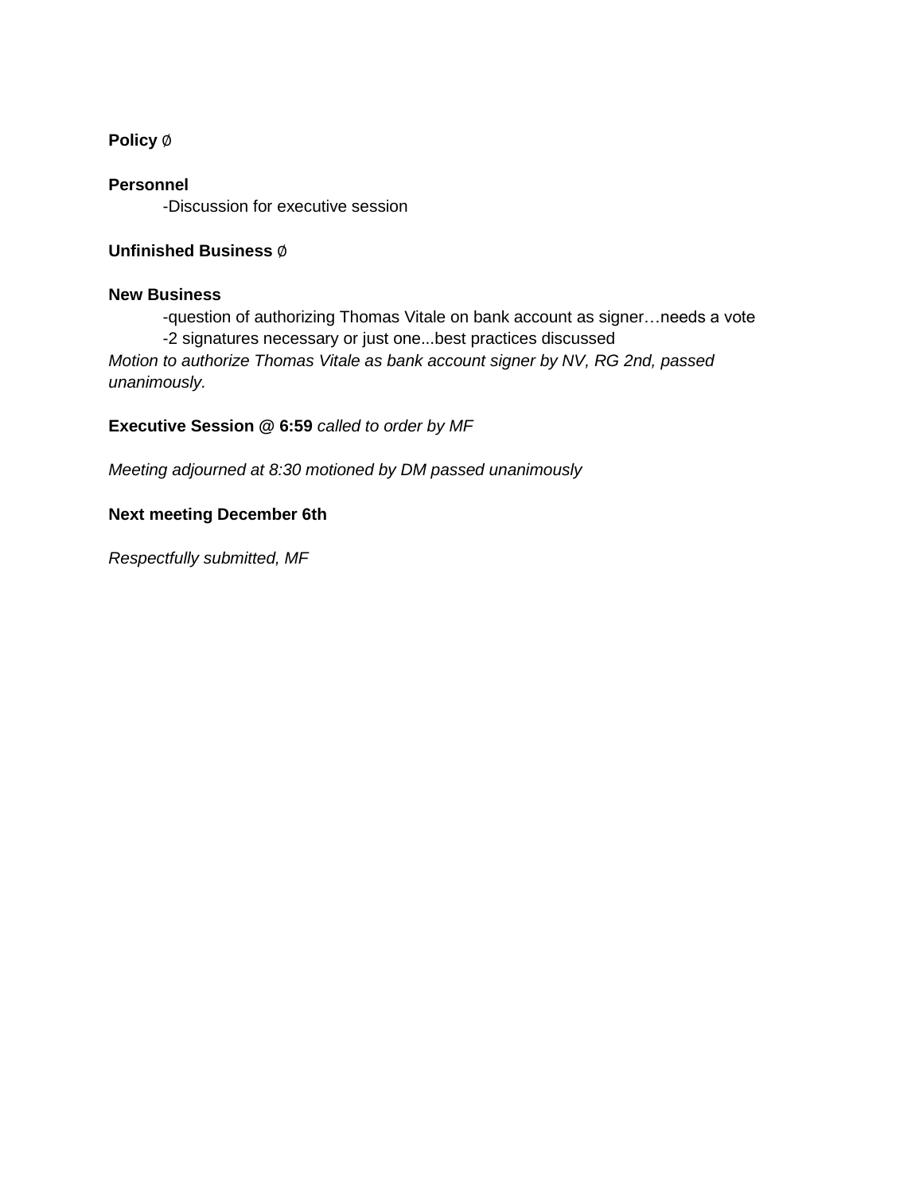**Policy** ∅

**Personnel**

-Discussion for executive session

**Unfinished Business** ∅

**New Business**

-question of authorizing Thomas Vitale on bank account as signer…needs a vote

-2 signatures necessary or just one...best practices discussed

*Motion to authorize Thomas Vitale as bank account signer by NV, RG 2nd, passed unanimously.*

**Executive Session @ 6:59** *called to order by MF*

*Meeting adjourned at 8:30 motioned by DM passed unanimously*

**Next meeting December 6th**

*Respectfully submitted, MF*